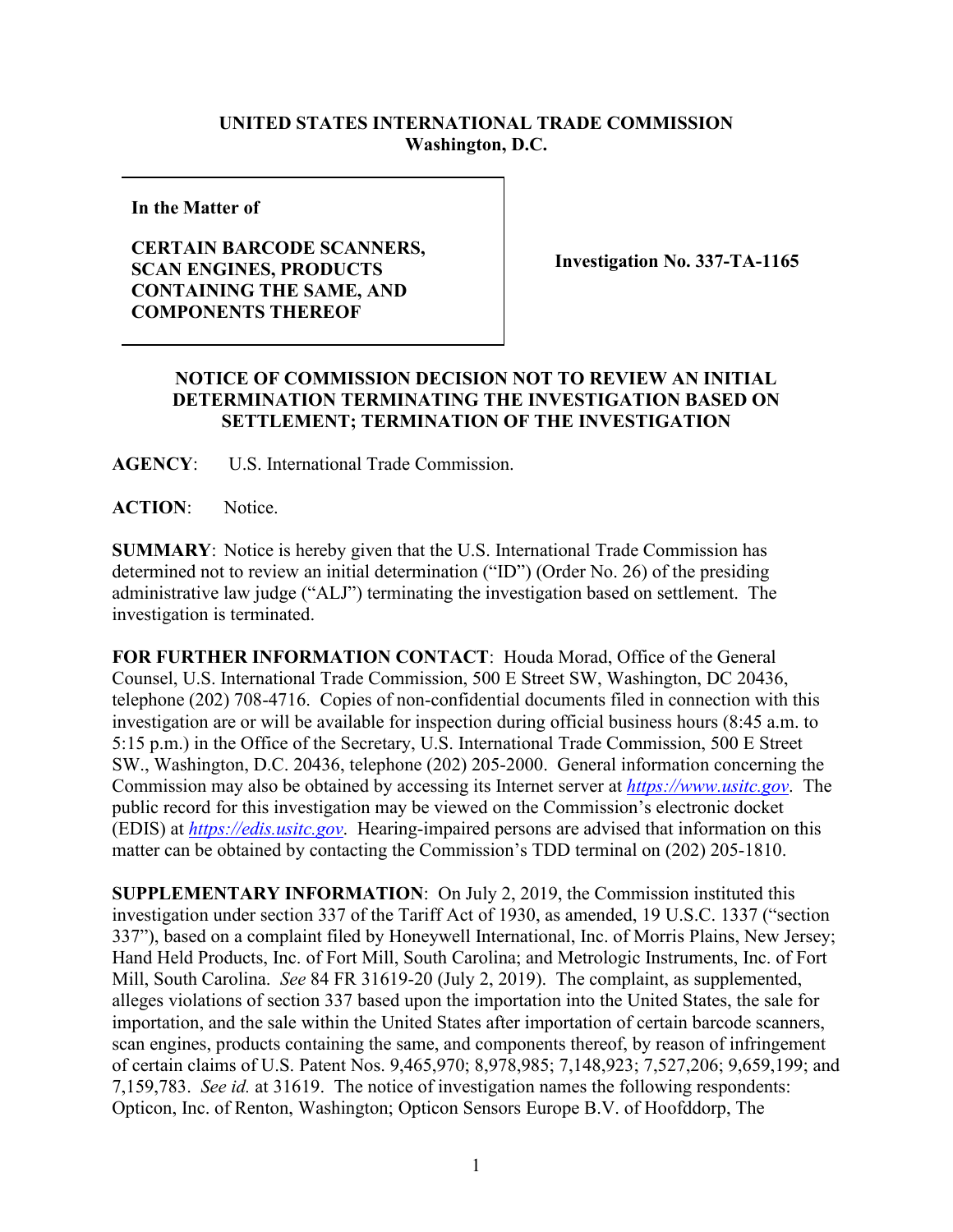**UNITED STATES INTERNATIONAL TRADE COMMISSION**
**Washington, D.C.**

| In the Matter of<br><br>**CERTAIN BARCODE SCANNERS, SCAN ENGINES, PRODUCTS CONTAINING THE SAME, AND COMPONENTS THEREOF** | **Investigation No. 337-TA-1165** |
|---|---|

**NOTICE OF COMMISSION DECISION NOT TO REVIEW AN INITIAL DETERMINATION TERMINATING THE INVESTIGATION BASED ON SETTLEMENT; TERMINATION OF THE INVESTIGATION**

**AGENCY**: U.S. International Trade Commission.

**ACTION**: Notice.

**SUMMARY**: Notice is hereby given that the U.S. International Trade Commission has determined not to review an initial determination ("ID") (Order No. 26) of the presiding administrative law judge ("ALJ") terminating the investigation based on settlement. The investigation is terminated.

**FOR FURTHER INFORMATION CONTACT**: Houda Morad, Office of the General Counsel, U.S. International Trade Commission, 500 E Street SW, Washington, DC 20436, telephone (202) 708-4716. Copies of non-confidential documents filed in connection with this investigation are or will be available for inspection during official business hours (8:45 a.m. to 5:15 p.m.) in the Office of the Secretary, U.S. International Trade Commission, 500 E Street SW., Washington, D.C. 20436, telephone (202) 205-2000. General information concerning the Commission may also be obtained by accessing its Internet server at *https://www.usitc.gov*. The public record for this investigation may be viewed on the Commission's electronic docket (EDIS) at *https://edis.usitc.gov*. Hearing-impaired persons are advised that information on this matter can be obtained by contacting the Commission's TDD terminal on (202) 205-1810.

**SUPPLEMENTARY INFORMATION**: On July 2, 2019, the Commission instituted this investigation under section 337 of the Tariff Act of 1930, as amended, 19 U.S.C. 1337 ("section 337"), based on a complaint filed by Honeywell International, Inc. of Morris Plains, New Jersey; Hand Held Products, Inc. of Fort Mill, South Carolina; and Metrologic Instruments, Inc. of Fort Mill, South Carolina. *See* 84 FR 31619-20 (July 2, 2019). The complaint, as supplemented, alleges violations of section 337 based upon the importation into the United States, the sale for importation, and the sale within the United States after importation of certain barcode scanners, scan engines, products containing the same, and components thereof, by reason of infringement of certain claims of U.S. Patent Nos. 9,465,970; 8,978,985; 7,148,923; 7,527,206; 9,659,199; and 7,159,783. *See id.* at 31619. The notice of investigation names the following respondents: Opticon, Inc. of Renton, Washington; Opticon Sensors Europe B.V. of Hoofddorp, The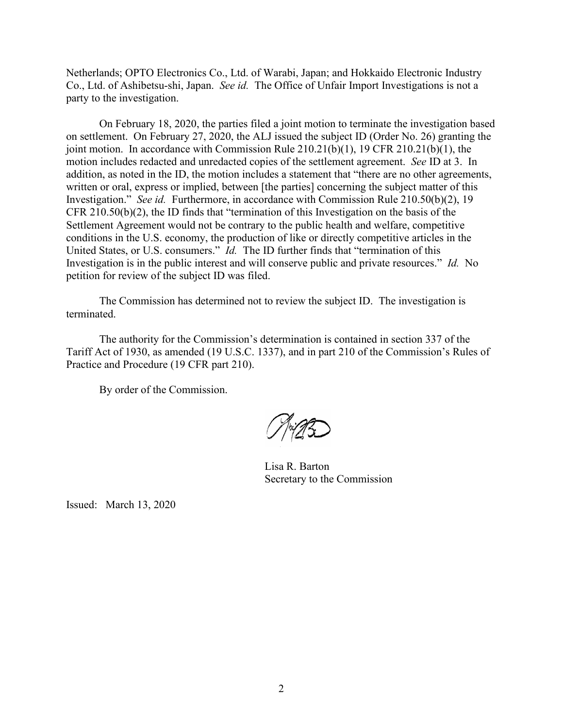Netherlands; OPTO Electronics Co., Ltd. of Warabi, Japan; and Hokkaido Electronic Industry Co., Ltd. of Ashibetsu-shi, Japan. *See id.* The Office of Unfair Import Investigations is not a party to the investigation.

On February 18, 2020, the parties filed a joint motion to terminate the investigation based on settlement. On February 27, 2020, the ALJ issued the subject ID (Order No. 26) granting the joint motion. In accordance with Commission Rule 210.21(b)(1), 19 CFR 210.21(b)(1), the motion includes redacted and unredacted copies of the settlement agreement. *See* ID at 3. In addition, as noted in the ID, the motion includes a statement that "there are no other agreements, written or oral, express or implied, between [the parties] concerning the subject matter of this Investigation." *See id.* Furthermore, in accordance with Commission Rule 210.50(b)(2), 19 CFR 210.50(b)(2), the ID finds that "termination of this Investigation on the basis of the Settlement Agreement would not be contrary to the public health and welfare, competitive conditions in the U.S. economy, the production of like or directly competitive articles in the United States, or U.S. consumers." *Id.* The ID further finds that "termination of this Investigation is in the public interest and will conserve public and private resources." *Id.* No petition for review of the subject ID was filed.

The Commission has determined not to review the subject ID. The investigation is terminated.

The authority for the Commission's determination is contained in section 337 of the Tariff Act of 1930, as amended (19 U.S.C. 1337), and in part 210 of the Commission's Rules of Practice and Procedure (19 CFR part 210).

By order of the Commission.

Lisa R. Barton
Secretary to the Commission

Issued: March 13, 2020